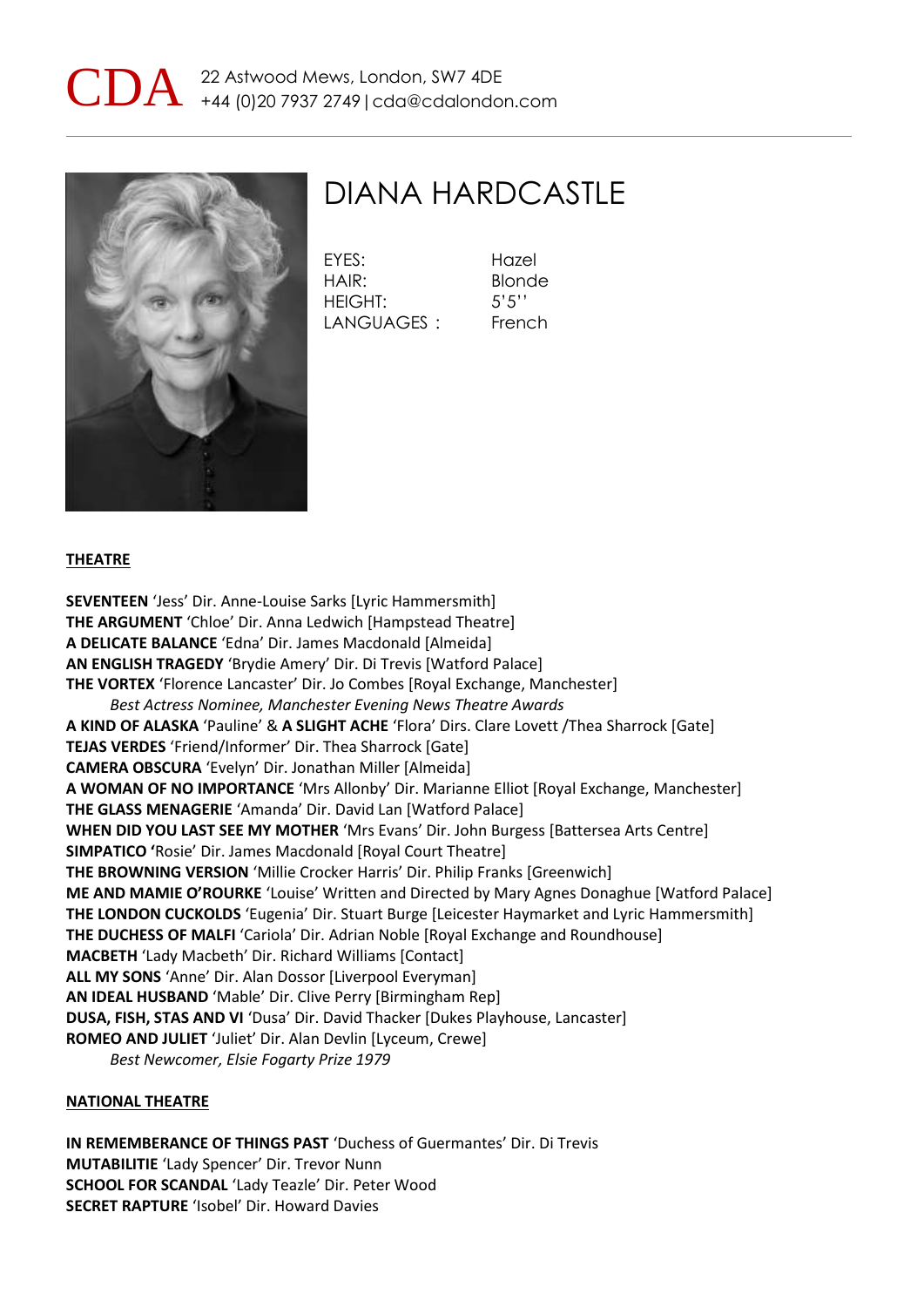**CDA** 22 Astwood Mews, London, SW7 4DE
+44 (0)20 7937 2749 | cda@cdalondon.com

# DIANA HARDCASTLE

| | |
|---|---|
| EYES: | Hazel |
| HAIR: | Blonde |
| HEIGHT: | 5'5'' |
| LANGUAGES : | French |

## THEATRE

**SEVENTEEN** 'Jess' Dir. Anne-Louise Sarks [Lyric Hammersmith]
**THE ARGUMENT** 'Chloe' Dir. Anna Ledwich [Hampstead Theatre]
**A DELICATE BALANCE** 'Edna' Dir. James Macdonald [Almeida]
**AN ENGLISH TRAGEDY** 'Brydie Amery' Dir. Di Trevis [Watford Palace]
**THE VORTEX** 'Florence Lancaster' Dir. Jo Combes [Royal Exchange, Manchester]
*Best Actress Nominee, Manchester Evening News Theatre Awards*
**A KIND OF ALASKA** 'Pauline' & **A SLIGHT ACHE** 'Flora' Dirs. Clare Lovett /Thea Sharrock [Gate]
**TEJAS VERDES** 'Friend/Informer' Dir. Thea Sharrock [Gate]
**CAMERA OBSCURA** 'Evelyn' Dir. Jonathan Miller [Almeida]
**A WOMAN OF NO IMPORTANCE** 'Mrs Allonby' Dir. Marianne Elliot [Royal Exchange, Manchester]
**THE GLASS MENAGERIE** 'Amanda' Dir. David Lan [Watford Palace]
**WHEN DID YOU LAST SEE MY MOTHER** 'Mrs Evans' Dir. John Burgess [Battersea Arts Centre]
**SIMPATICO '**Rosie' Dir. James Macdonald [Royal Court Theatre]
**THE BROWNING VERSION** 'Millie Crocker Harris' Dir. Philip Franks [Greenwich]
**ME AND MAMIE O'ROURKE** 'Louise' Written and Directed by Mary Agnes Donaghue [Watford Palace]
**THE LONDON CUCKOLDS** 'Eugenia' Dir. Stuart Burge [Leicester Haymarket and Lyric Hammersmith]
**THE DUCHESS OF MALFI** 'Cariola' Dir. Adrian Noble [Royal Exchange and Roundhouse]
**MACBETH** 'Lady Macbeth' Dir. Richard Williams [Contact]
**ALL MY SONS** 'Anne' Dir. Alan Dossor [Liverpool Everyman]
**AN IDEAL HUSBAND** 'Mable' Dir. Clive Perry [Birmingham Rep]
**DUSA, FISH, STAS AND VI** 'Dusa' Dir. David Thacker [Dukes Playhouse, Lancaster]
**ROMEO AND JULIET** 'Juliet' Dir. Alan Devlin [Lyceum, Crewe]
*Best Newcomer, Elsie Fogarty Prize 1979*

## NATIONAL THEATRE

**IN REMEMBERANCE OF THINGS PAST** 'Duchess of Guermantes' Dir. Di Trevis
**MUTABILITIE** 'Lady Spencer' Dir. Trevor Nunn
**SCHOOL FOR SCANDAL** 'Lady Teazle' Dir. Peter Wood
**SECRET RAPTURE** 'Isobel' Dir. Howard Davies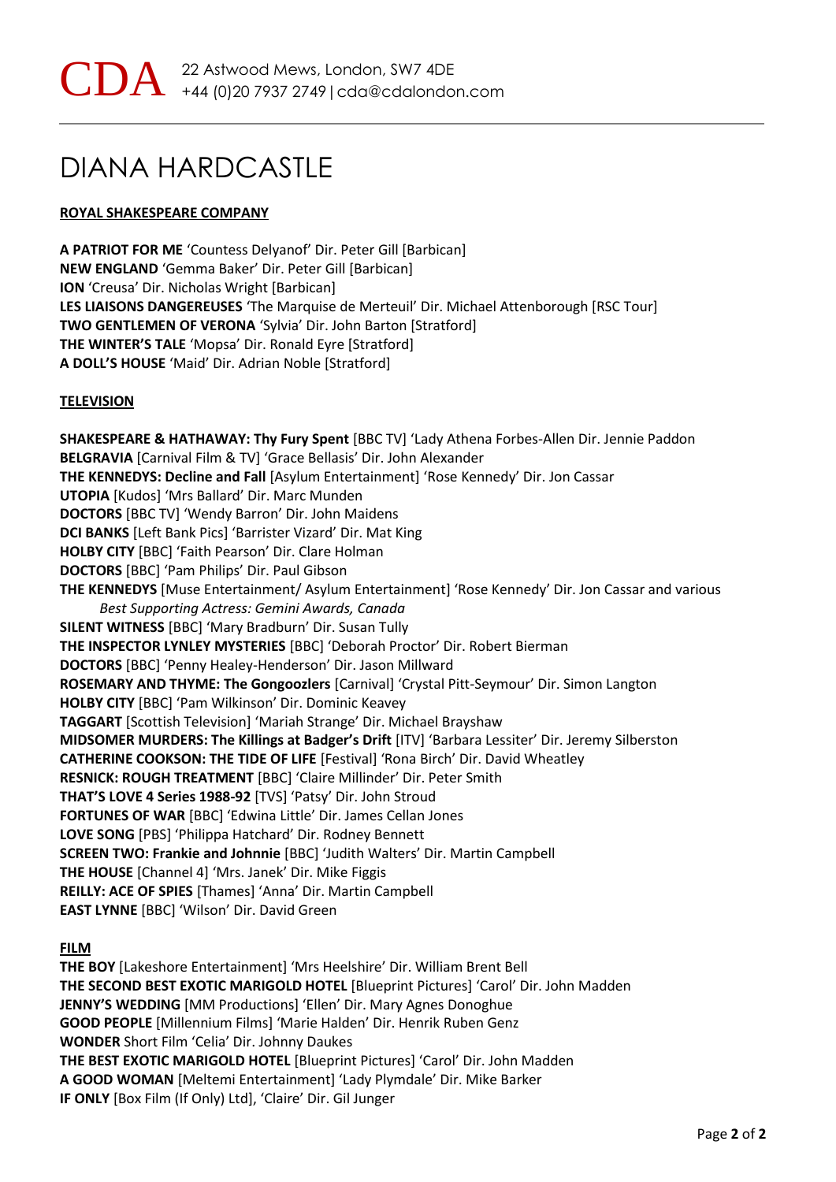CDA 22 Astwood Mews, London, SW7 4DE
+44 (0)20 7937 2749 | cda@cdalondon.com

# DIANA HARDCASTLE

**ROYAL SHAKESPEARE COMPANY**

**A PATRIOT FOR ME** 'Countess Delyanof' Dir. Peter Gill [Barbican]
**NEW ENGLAND** 'Gemma Baker' Dir. Peter Gill [Barbican]
**ION** 'Creusa' Dir. Nicholas Wright [Barbican]
**LES LIAISONS DANGEREUSES** 'The Marquise de Merteuil' Dir. Michael Attenborough [RSC Tour]
**TWO GENTLEMEN OF VERONA** 'Sylvia' Dir. John Barton [Stratford]
**THE WINTER'S TALE** 'Mopsa' Dir. Ronald Eyre [Stratford]
**A DOLL'S HOUSE** 'Maid' Dir. Adrian Noble [Stratford]

**TELEVISION**

**SHAKESPEARE & HATHAWAY: Thy Fury Spent** [BBC TV] 'Lady Athena Forbes-Allen Dir. Jennie Paddon
**BELGRAVIA** [Carnival Film & TV] 'Grace Bellasis' Dir. John Alexander
**THE KENNEDYS: Decline and Fall** [Asylum Entertainment] 'Rose Kennedy' Dir. Jon Cassar
**UTOPIA** [Kudos] 'Mrs Ballard' Dir. Marc Munden
**DOCTORS** [BBC TV] 'Wendy Barron' Dir. John Maidens
**DCI BANKS** [Left Bank Pics] 'Barrister Vizard' Dir. Mat King
**HOLBY CITY** [BBC] 'Faith Pearson' Dir. Clare Holman
**DOCTORS** [BBC] 'Pam Philips' Dir. Paul Gibson
**THE KENNEDYS** [Muse Entertainment/ Asylum Entertainment] 'Rose Kennedy' Dir. Jon Cassar and various
*Best Supporting Actress: Gemini Awards, Canada*
**SILENT WITNESS** [BBC] 'Mary Bradburn' Dir. Susan Tully
**THE INSPECTOR LYNLEY MYSTERIES** [BBC] 'Deborah Proctor' Dir. Robert Bierman
**DOCTORS** [BBC] 'Penny Healey-Henderson' Dir. Jason Millward
**ROSEMARY AND THYME: The Gongoozlers** [Carnival] 'Crystal Pitt-Seymour' Dir. Simon Langton
**HOLBY CITY** [BBC] 'Pam Wilkinson' Dir. Dominic Keavey
**TAGGART** [Scottish Television] 'Mariah Strange' Dir. Michael Brayshaw
**MIDSOMER MURDERS: The Killings at Badger's Drift** [ITV] 'Barbara Lessiter' Dir. Jeremy Silberston
**CATHERINE COOKSON: THE TIDE OF LIFE** [Festival] 'Rona Birch' Dir. David Wheatley
**RESNICK: ROUGH TREATMENT** [BBC] 'Claire Millinder' Dir. Peter Smith
**THAT'S LOVE 4 Series 1988-92** [TVS] 'Patsy' Dir. John Stroud
**FORTUNES OF WAR** [BBC] 'Edwina Little' Dir. James Cellan Jones
**LOVE SONG** [PBS] 'Philippa Hatchard' Dir. Rodney Bennett
**SCREEN TWO: Frankie and Johnnie** [BBC] 'Judith Walters' Dir. Martin Campbell
**THE HOUSE** [Channel 4] 'Mrs. Janek' Dir. Mike Figgis
**REILLY: ACE OF SPIES** [Thames] 'Anna' Dir. Martin Campbell
**EAST LYNNE** [BBC] 'Wilson' Dir. David Green

**FILM**
**THE BOY** [Lakeshore Entertainment] 'Mrs Heelshire' Dir. William Brent Bell
**THE SECOND BEST EXOTIC MARIGOLD HOTEL** [Blueprint Pictures] 'Carol' Dir. John Madden
**JENNY'S WEDDING** [MM Productions] 'Ellen' Dir. Mary Agnes Donoghue
**GOOD PEOPLE** [Millennium Films] 'Marie Halden' Dir. Henrik Ruben Genz
**WONDER** Short Film 'Celia' Dir. Johnny Daukes
**THE BEST EXOTIC MARIGOLD HOTEL** [Blueprint Pictures] 'Carol' Dir. John Madden
**A GOOD WOMAN** [Meltemi Entertainment] 'Lady Plymdale' Dir. Mike Barker
**IF ONLY** [Box Film (If Only) Ltd], 'Claire' Dir. Gil Junger